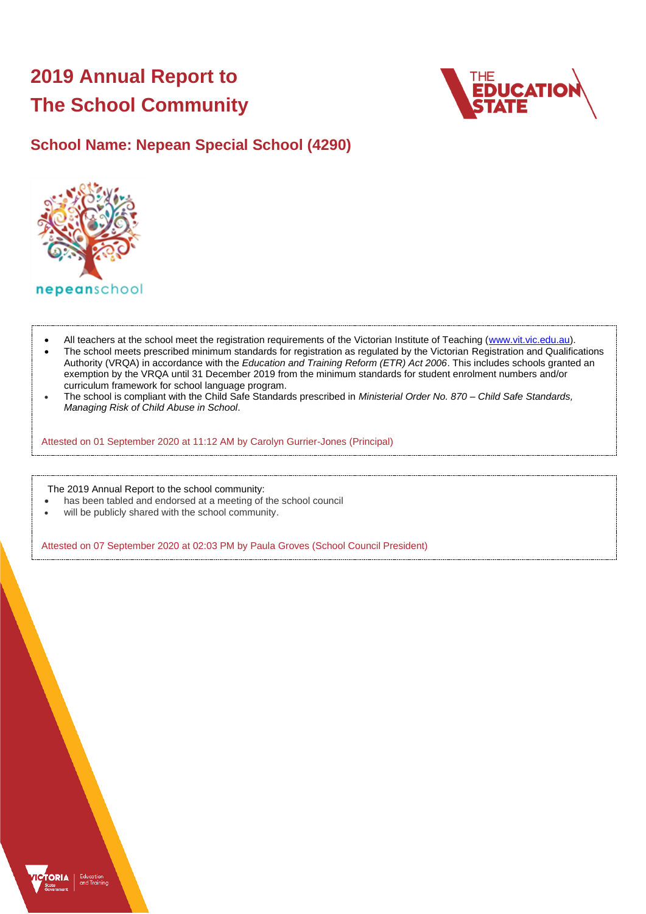# 2019 Annual Report to The School Community

## School Name: Nepean Special School (4290)

- All teachers at the school meet the registration requirements of the Victorian Institute of Teaching (www.vit.vic.edu.au).
- The school meets prescribed minimum standards for registration as regulated by the Victorian Registration and Qualifications Authority (VRQA) in accordance with the *Education and Training Reform (ETR) Act 2006*. This includes schools granted an exemption by the VRQA until 31 December 2019 from the minimum standards for student enrolment numbers and/or curriculum framework for school language program.
- The school is compliant with the Child Safe Standards prescribed in *Ministerial Order No. 870 – Child Safe Standards, Managing Risk of Child Abuse in School*.

Attested on 01 September 2020 at 11:12 AM by Carolyn Gurrier-Jones (Principal)

The 2019 Annual Report to the school community:

- has been tabled and endorsed at a meeting of the school council
- will be publicly shared with the school community.

Attested on 07 September 2020 at 02:03 PM by Paula Groves (School Council President)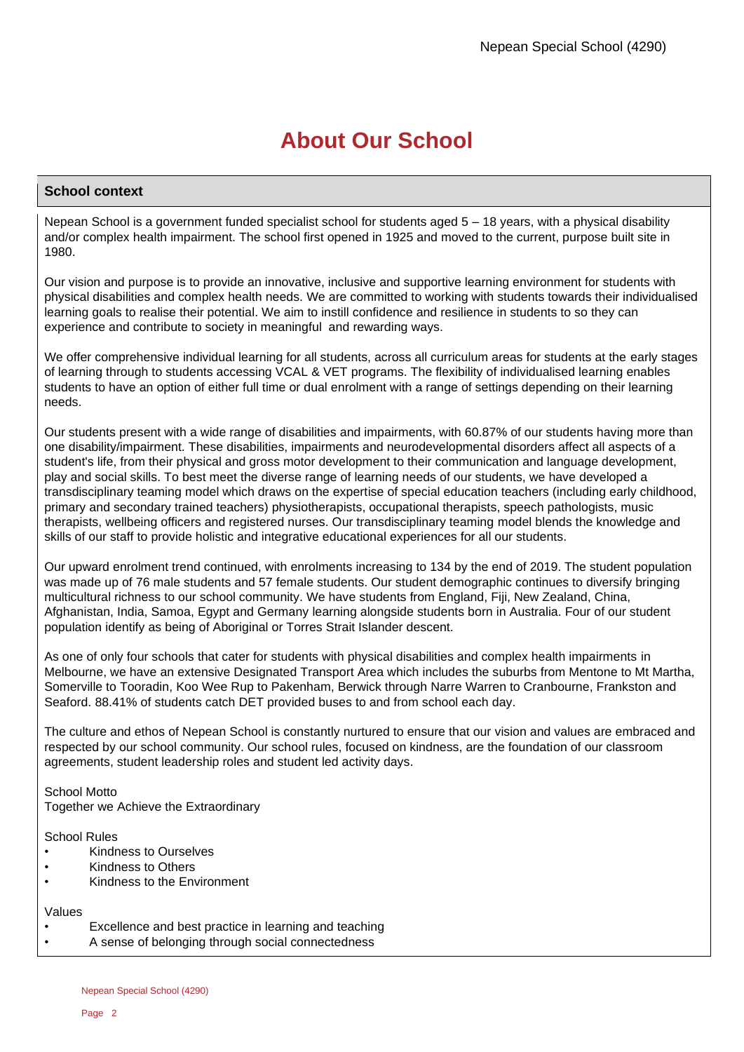# About Our School

## School context

Nepean School is a government funded specialist school for students aged 5 – 18 years, with a physical disability and/or complex health impairment. The school first opened in 1925 and moved to the current, purpose built site in 1980.

Our vision and purpose is to provide an innovative, inclusive and supportive learning environment for students with physical disabilities and complex health needs. We are committed to working with students towards their individualised learning goals to realise their potential. We aim to instill confidence and resilience in students to so they can experience and contribute to society in meaningful and rewarding ways.

We offer comprehensive individual learning for all students, across all curriculum areas for students at the early stages of learning through to students accessing VCAL & VET programs. The flexibility of individualised learning enables students to have an option of either full time or dual enrolment with a range of settings depending on their learning needs.

Our students present with a wide range of disabilities and impairments, with 60.87% of our students having more than one disability/impairment. These disabilities, impairments and neurodevelopmental disorders affect all aspects of a student's life, from their physical and gross motor development to their communication and language development, play and social skills. To best meet the diverse range of learning needs of our students, we have developed a transdisciplinary teaming model which draws on the expertise of special education teachers (including early childhood, primary and secondary trained teachers) physiotherapists, occupational therapists, speech pathologists, music therapists, wellbeing officers and registered nurses. Our transdisciplinary teaming model blends the knowledge and skills of our staff to provide holistic and integrative educational experiences for all our students.

Our upward enrolment trend continued, with enrolments increasing to 134 by the end of 2019. The student population was made up of 76 male students and 57 female students. Our student demographic continues to diversify bringing multicultural richness to our school community. We have students from England, Fiji, New Zealand, China, Afghanistan, India, Samoa, Egypt and Germany learning alongside students born in Australia. Four of our student population identify as being of Aboriginal or Torres Strait Islander descent.

As one of only four schools that cater for students with physical disabilities and complex health impairments in Melbourne, we have an extensive Designated Transport Area which includes the suburbs from Mentone to Mt Martha, Somerville to Tooradin, Koo Wee Rup to Pakenham, Berwick through Narre Warren to Cranbourne, Frankston and Seaford. 88.41% of students catch DET provided buses to and from school each day.

The culture and ethos of Nepean School is constantly nurtured to ensure that our vision and values are embraced and respected by our school community. Our school rules, focused on kindness, are the foundation of our classroom agreements, student leadership roles and student led activity days.

School Motto
Together we Achieve the Extraordinary

School Rules

- Kindness to Ourselves
- Kindness to Others
- Kindness to the Environment

Values

- Excellence and best practice in learning and teaching
- A sense of belonging through social connectedness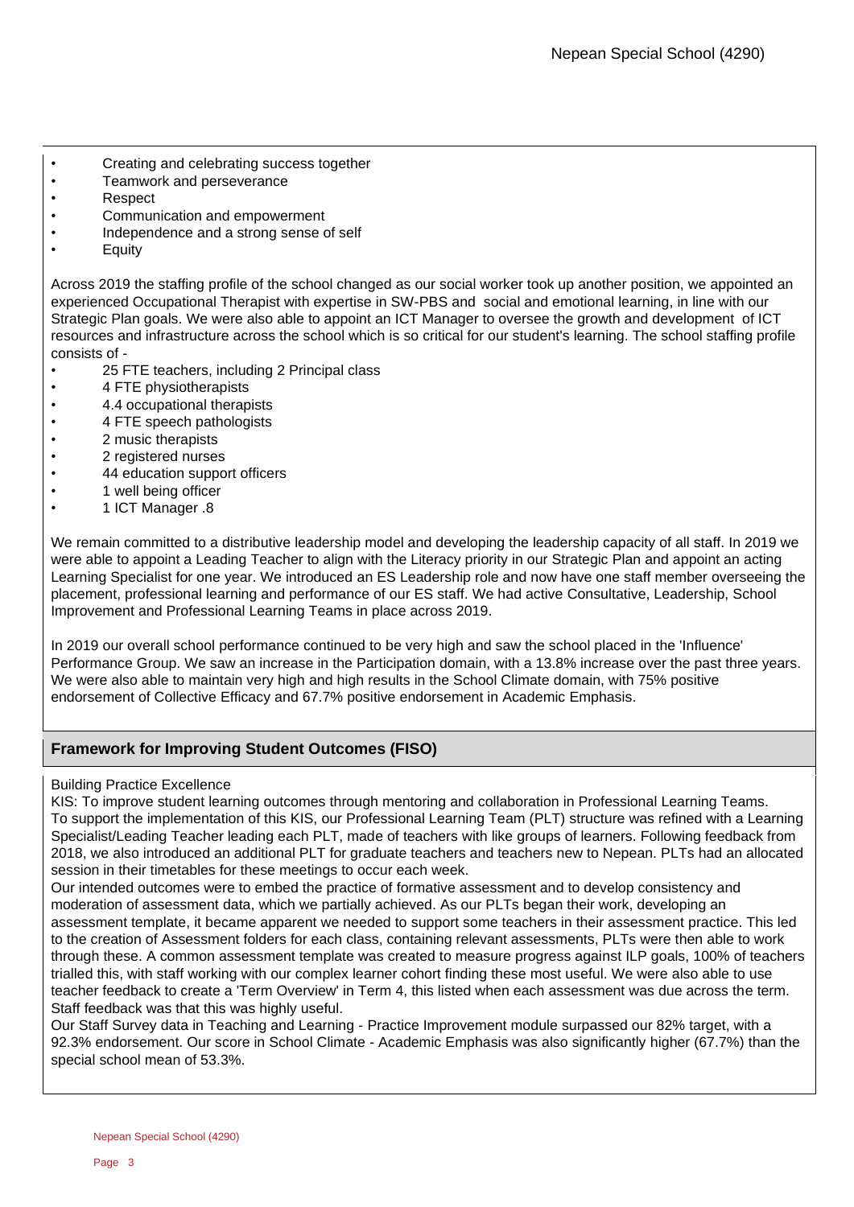- Creating and celebrating success together
- Teamwork and perseverance
- Respect
- Communication and empowerment
- Independence and a strong sense of self
- Equity

Across 2019 the staffing profile of the school changed as our social worker took up another position, we appointed an experienced Occupational Therapist with expertise in SW-PBS and social and emotional learning, in line with our Strategic Plan goals. We were also able to appoint an ICT Manager to oversee the growth and development of ICT resources and infrastructure across the school which is so critical for our student's learning. The school staffing profile consists of -

- 25 FTE teachers, including 2 Principal class
- 4 FTE physiotherapists
- 4.4 occupational therapists
- 4 FTE speech pathologists
- 2 music therapists
- 2 registered nurses
- 44 education support officers
- 1 well being officer
- 1 ICT Manager .8

We remain committed to a distributive leadership model and developing the leadership capacity of all staff. In 2019 we were able to appoint a Leading Teacher to align with the Literacy priority in our Strategic Plan and appoint an acting Learning Specialist for one year. We introduced an ES Leadership role and now have one staff member overseeing the placement, professional learning and performance of our ES staff. We had active Consultative, Leadership, School Improvement and Professional Learning Teams in place across 2019.

In 2019 our overall school performance continued to be very high and saw the school placed in the 'Influence' Performance Group. We saw an increase in the Participation domain, with a 13.8% increase over the past three years. We were also able to maintain very high and high results in the School Climate domain, with 75% positive endorsement of Collective Efficacy and 67.7% positive endorsement in Academic Emphasis.

## Framework for Improving Student Outcomes (FISO)

Building Practice Excellence

KIS: To improve student learning outcomes through mentoring and collaboration in Professional Learning Teams.
To support the implementation of this KIS, our Professional Learning Team (PLT) structure was refined with a Learning Specialist/Leading Teacher leading each PLT, made of teachers with like groups of learners. Following feedback from 2018, we also introduced an additional PLT for graduate teachers and teachers new to Nepean. PLTs had an allocated session in their timetables for these meetings to occur each week.

Our intended outcomes were to embed the practice of formative assessment and to develop consistency and moderation of assessment data, which we partially achieved. As our PLTs began their work, developing an assessment template, it became apparent we needed to support some teachers in their assessment practice. This led to the creation of Assessment folders for each class, containing relevant assessments, PLTs were then able to work through these. A common assessment template was created to measure progress against ILP goals, 100% of teachers trialled this, with staff working with our complex learner cohort finding these most useful. We were also able to use teacher feedback to create a 'Term Overview' in Term 4, this listed when each assessment was due across the term. Staff feedback was that this was highly useful.

Our Staff Survey data in Teaching and Learning - Practice Improvement module surpassed our 82% target, with a 92.3% endorsement. Our score in School Climate - Academic Emphasis was also significantly higher (67.7%) than the special school mean of 53.3%.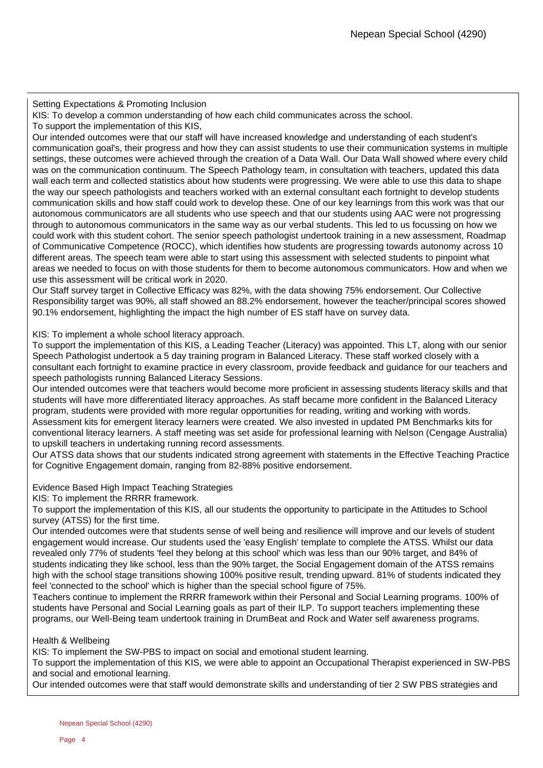Setting Expectations & Promoting Inclusion

KIS: To develop a common understanding of how each child communicates across the school.

To support the implementation of this KIS,

Our intended outcomes were that our staff will have increased knowledge and understanding of each student's communication goal's, their progress and how they can assist students to use their communication systems in multiple settings, these outcomes were achieved through the creation of a Data Wall. Our Data Wall showed where every child was on the communication continuum. The Speech Pathology team, in consultation with teachers, updated this data wall each term and collected statistics about how students were progressing. We were able to use this data to shape the way our speech pathologists and teachers worked with an external consultant each fortnight to develop students communication skills and how staff could work to develop these. One of our key learnings from this work was that our autonomous communicators are all students who use speech and that our students using AAC were not progressing through to autonomous communicators in the same way as our verbal students. This led to us focussing on how we could work with this student cohort. The senior speech pathologist undertook training in a new assessment, Roadmap of Communicative Competence (ROCC), which identifies how students are progressing towards autonomy across 10 different areas. The speech team were able to start using this assessment with selected students to pinpoint what areas we needed to focus on with those students for them to become autonomous communicators. How and when we use this assessment will be critical work in 2020.

Our Staff survey target in Collective Efficacy was 82%, with the data showing 75% endorsement. Our Collective Responsibility target was 90%, all staff showed an 88.2% endorsement, however the teacher/principal scores showed 90.1% endorsement, highlighting the impact the high number of ES staff have on survey data.

KIS: To implement a whole school literacy approach.

To support the implementation of this KIS, a Leading Teacher (Literacy) was appointed. This LT, along with our senior Speech Pathologist undertook a 5 day training program in Balanced Literacy. These staff worked closely with a consultant each fortnight to examine practice in every classroom, provide feedback and guidance for our teachers and speech pathologists running Balanced Literacy Sessions.

Our intended outcomes were that teachers would become more proficient in assessing students literacy skills and that students will have more differentiated literacy approaches. As staff became more confident in the Balanced Literacy program, students were provided with more regular opportunities for reading, writing and working with words. Assessment kits for emergent literacy learners were created. We also invested in updated PM Benchmarks kits for conventional literacy learners. A staff meeting was set aside for professional learning with Nelson (Cengage Australia) to upskill teachers in undertaking running record assessments.

Our ATSS data shows that our students indicated strong agreement with statements in the Effective Teaching Practice for Cognitive Engagement domain, ranging from 82-88% positive endorsement.

Evidence Based High Impact Teaching Strategies

KIS: To implement the RRRR framework.

To support the implementation of this KIS, all our students the opportunity to participate in the Attitudes to School survey (ATSS) for the first time.

Our intended outcomes were that students sense of well being and resilience will improve and our levels of student engagement would increase. Our students used the 'easy English' template to complete the ATSS. Whilst our data revealed only 77% of students 'feel they belong at this school' which was less than our 90% target, and 84% of students indicating they like school, less than the 90% target, the Social Engagement domain of the ATSS remains high with the school stage transitions showing 100% positive result, trending upward. 81% of students indicated they feel 'connected to the school' which is higher than the special school figure of 75%.

Teachers continue to implement the RRRR framework within their Personal and Social Learning programs. 100% of students have Personal and Social Learning goals as part of their ILP. To support teachers implementing these programs, our Well-Being team undertook training in DrumBeat and Rock and Water self awareness programs.

Health & Wellbeing

KIS: To implement the SW-PBS to impact on social and emotional student learning.

To support the implementation of this KIS, we were able to appoint an Occupational Therapist experienced in SW-PBS and social and emotional learning.

Our intended outcomes were that staff would demonstrate skills and understanding of tier 2 SW PBS strategies and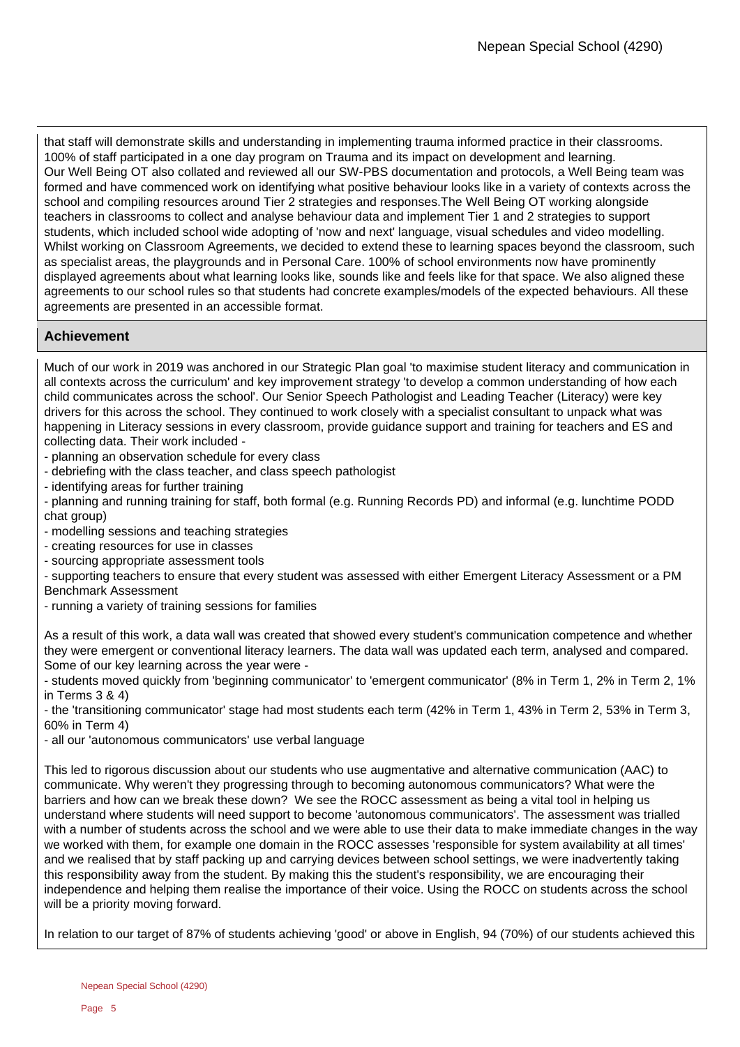that staff will demonstrate skills and understanding in implementing trauma informed practice in their classrooms. 100% of staff participated in a one day program on Trauma and its impact on development and learning.
Our Well Being OT also collated and reviewed all our SW-PBS documentation and protocols, a Well Being team was formed and have commenced work on identifying what positive behaviour looks like in a variety of contexts across the school and compiling resources around Tier 2 strategies and responses.The Well Being OT working alongside teachers in classrooms to collect and analyse behaviour data and implement Tier 1 and 2 strategies to support students, which included school wide adopting of 'now and next' language, visual schedules and video modelling. Whilst working on Classroom Agreements, we decided to extend these to learning spaces beyond the classroom, such as specialist areas, the playgrounds and in Personal Care. 100% of school environments now have prominently displayed agreements about what learning looks like, sounds like and feels like for that space. We also aligned these agreements to our school rules so that students had concrete examples/models of the expected behaviours. All these agreements are presented in an accessible format.

## Achievement

Much of our work in 2019 was anchored in our Strategic Plan goal 'to maximise student literacy and communication in all contexts across the curriculum' and key improvement strategy 'to develop a common understanding of how each child communicates across the school'. Our Senior Speech Pathologist and Leading Teacher (Literacy) were key drivers for this across the school. They continued to work closely with a specialist consultant to unpack what was happening in Literacy sessions in every classroom, provide guidance support and training for teachers and ES and collecting data. Their work included -

- planning an observation schedule for every class
- debriefing with the class teacher, and class speech pathologist
- identifying areas for further training
- planning and running training for staff, both formal (e.g. Running Records PD) and informal (e.g. lunchtime PODD chat group)
- modelling sessions and teaching strategies
- creating resources for use in classes
- sourcing appropriate assessment tools
- supporting teachers to ensure that every student was assessed with either Emergent Literacy Assessment or a PM Benchmark Assessment
- running a variety of training sessions for families

As a result of this work, a data wall was created that showed every student's communication competence and whether they were emergent or conventional literacy learners. The data wall was updated each term, analysed and compared. Some of our key learning across the year were -

- students moved quickly from 'beginning communicator' to 'emergent communicator' (8% in Term 1, 2% in Term 2, 1% in Terms 3 & 4)
- the 'transitioning communicator' stage had most students each term (42% in Term 1, 43% in Term 2, 53% in Term 3, 60% in Term 4)
- all our 'autonomous communicators' use verbal language

This led to rigorous discussion about our students who use augmentative and alternative communication (AAC) to communicate. Why weren't they progressing through to becoming autonomous communicators? What were the barriers and how can we break these down? We see the ROCC assessment as being a vital tool in helping us understand where students will need support to become 'autonomous communicators'. The assessment was trialled with a number of students across the school and we were able to use their data to make immediate changes in the way we worked with them, for example one domain in the ROCC assesses 'responsible for system availability at all times' and we realised that by staff packing up and carrying devices between school settings, we were inadvertently taking this responsibility away from the student. By making this the student's responsibility, we are encouraging their independence and helping them realise the importance of their voice. Using the ROCC on students across the school will be a priority moving forward.

In relation to our target of 87% of students achieving 'good' or above in English, 94 (70%) of our students achieved this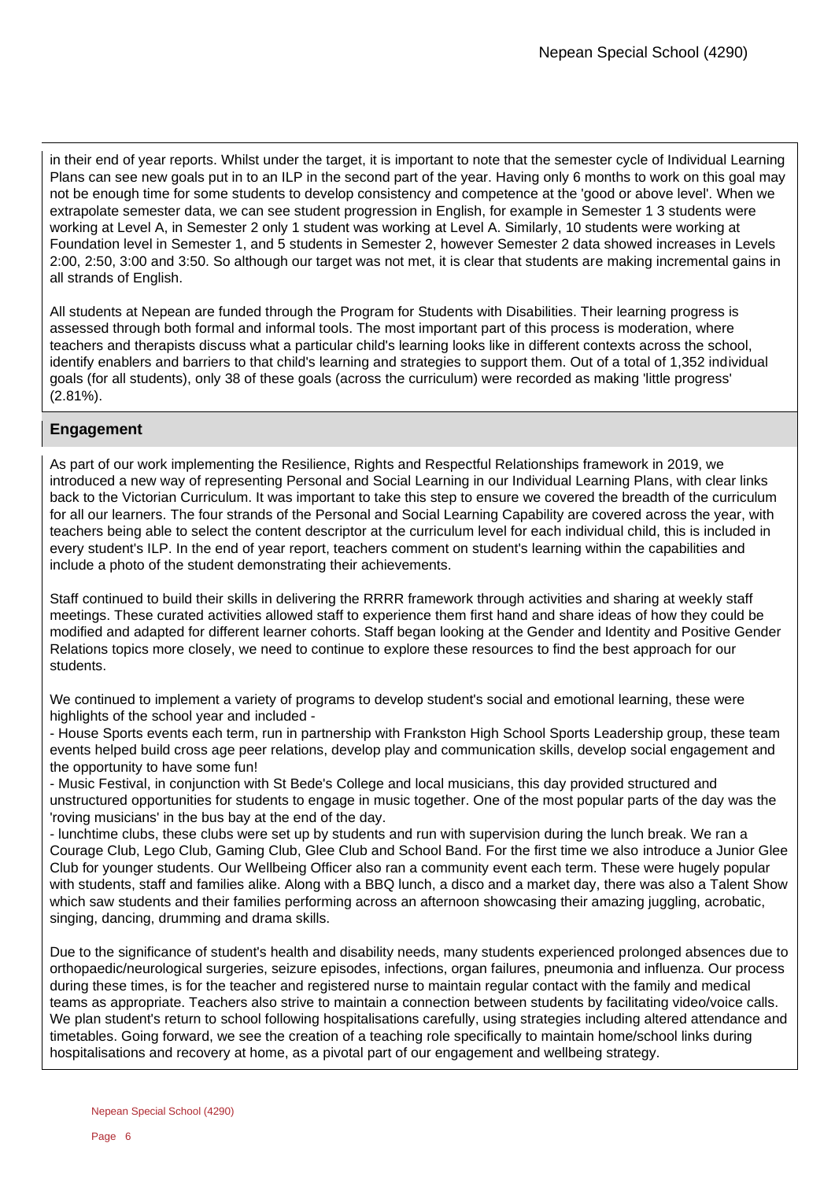in their end of year reports. Whilst under the target, it is important to note that the semester cycle of Individual Learning Plans can see new goals put in to an ILP in the second part of the year. Having only 6 months to work on this goal may not be enough time for some students to develop consistency and competence at the 'good or above level'. When we extrapolate semester data, we can see student progression in English, for example in Semester 1 3 students were working at Level A, in Semester 2 only 1 student was working at Level A. Similarly, 10 students were working at Foundation level in Semester 1, and 5 students in Semester 2, however Semester 2 data showed increases in Levels 2:00, 2:50, 3:00 and 3:50. So although our target was not met, it is clear that students are making incremental gains in all strands of English.

All students at Nepean are funded through the Program for Students with Disabilities. Their learning progress is assessed through both formal and informal tools. The most important part of this process is moderation, where teachers and therapists discuss what a particular child's learning looks like in different contexts across the school, identify enablers and barriers to that child's learning and strategies to support them. Out of a total of 1,352 individual goals (for all students), only 38 of these goals (across the curriculum) were recorded as making 'little progress' (2.81%).

## Engagement

As part of our work implementing the Resilience, Rights and Respectful Relationships framework in 2019, we introduced a new way of representing Personal and Social Learning in our Individual Learning Plans, with clear links back to the Victorian Curriculum. It was important to take this step to ensure we covered the breadth of the curriculum for all our learners. The four strands of the Personal and Social Learning Capability are covered across the year, with teachers being able to select the content descriptor at the curriculum level for each individual child, this is included in every student's ILP. In the end of year report, teachers comment on student's learning within the capabilities and include a photo of the student demonstrating their achievements.

Staff continued to build their skills in delivering the RRRR framework through activities and sharing at weekly staff meetings. These curated activities allowed staff to experience them first hand and share ideas of how they could be modified and adapted for different learner cohorts. Staff began looking at the Gender and Identity and Positive Gender Relations topics more closely, we need to continue to explore these resources to find the best approach for our students.

We continued to implement a variety of programs to develop student's social and emotional learning, these were highlights of the school year and included -

- House Sports events each term, run in partnership with Frankston High School Sports Leadership group, these team events helped build cross age peer relations, develop play and communication skills, develop social engagement and the opportunity to have some fun!
- Music Festival, in conjunction with St Bede's College and local musicians, this day provided structured and unstructured opportunities for students to engage in music together. One of the most popular parts of the day was the 'roving musicians' in the bus bay at the end of the day.
- lunchtime clubs, these clubs were set up by students and run with supervision during the lunch break. We ran a Courage Club, Lego Club, Gaming Club, Glee Club and School Band. For the first time we also introduce a Junior Glee Club for younger students. Our Wellbeing Officer also ran a community event each term. These were hugely popular with students, staff and families alike. Along with a BBQ lunch, a disco and a market day, there was also a Talent Show which saw students and their families performing across an afternoon showcasing their amazing juggling, acrobatic, singing, dancing, drumming and drama skills.

Due to the significance of student's health and disability needs, many students experienced prolonged absences due to orthopaedic/neurological surgeries, seizure episodes, infections, organ failures, pneumonia and influenza. Our process during these times, is for the teacher and registered nurse to maintain regular contact with the family and medical teams as appropriate. Teachers also strive to maintain a connection between students by facilitating video/voice calls. We plan student's return to school following hospitalisations carefully, using strategies including altered attendance and timetables. Going forward, we see the creation of a teaching role specifically to maintain home/school links during hospitalisations and recovery at home, as a pivotal part of our engagement and wellbeing strategy.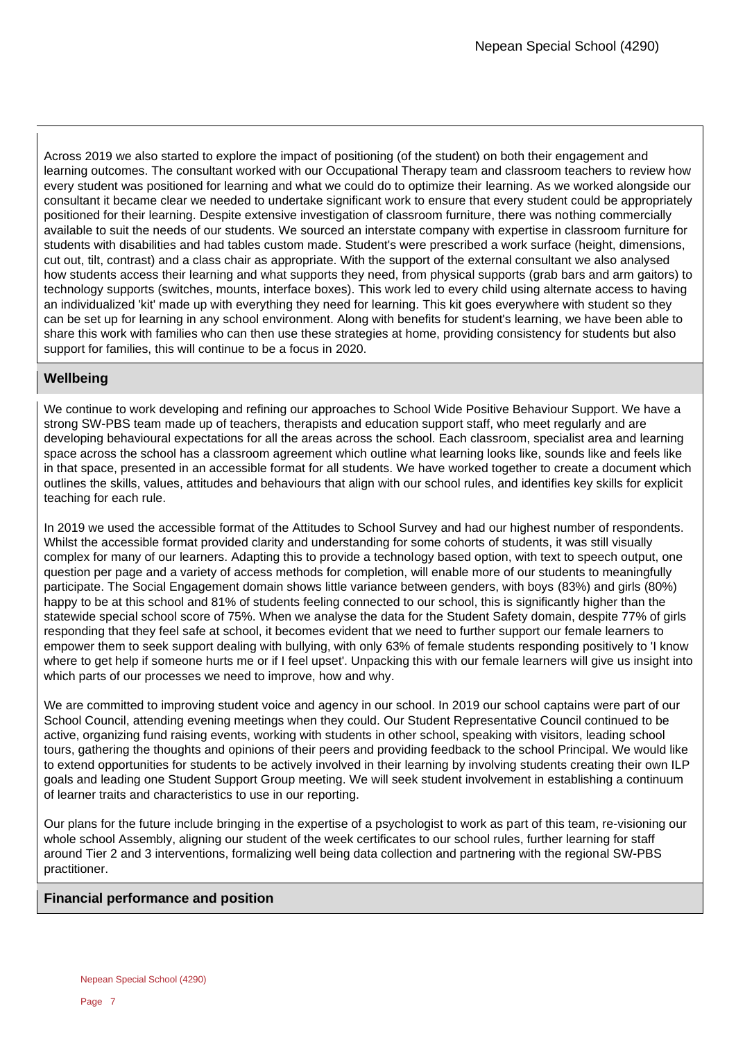Across 2019 we also started to explore the impact of positioning (of the student) on both their engagement and learning outcomes. The consultant worked with our Occupational Therapy team and classroom teachers to review how every student was positioned for learning and what we could do to optimize their learning. As we worked alongside our consultant it became clear we needed to undertake significant work to ensure that every student could be appropriately positioned for their learning. Despite extensive investigation of classroom furniture, there was nothing commercially available to suit the needs of our students. We sourced an interstate company with expertise in classroom furniture for students with disabilities and had tables custom made. Student's were prescribed a work surface (height, dimensions, cut out, tilt, contrast) and a class chair as appropriate. With the support of the external consultant we also analysed how students access their learning and what supports they need, from physical supports (grab bars and arm gaitors) to technology supports (switches, mounts, interface boxes). This work led to every child using alternate access to having an individualized 'kit' made up with everything they need for learning. This kit goes everywhere with student so they can be set up for learning in any school environment. Along with benefits for student's learning, we have been able to share this work with families who can then use these strategies at home, providing consistency for students but also support for families, this will continue to be a focus in 2020.

## Wellbeing

We continue to work developing and refining our approaches to School Wide Positive Behaviour Support. We have a strong SW-PBS team made up of teachers, therapists and education support staff, who meet regularly and are developing behavioural expectations for all the areas across the school. Each classroom, specialist area and learning space across the school has a classroom agreement which outline what learning looks like, sounds like and feels like in that space, presented in an accessible format for all students. We have worked together to create a document which outlines the skills, values, attitudes and behaviours that align with our school rules, and identifies key skills for explicit teaching for each rule.

In 2019 we used the accessible format of the Attitudes to School Survey and had our highest number of respondents. Whilst the accessible format provided clarity and understanding for some cohorts of students, it was still visually complex for many of our learners. Adapting this to provide a technology based option, with text to speech output, one question per page and a variety of access methods for completion, will enable more of our students to meaningfully participate. The Social Engagement domain shows little variance between genders, with boys (83%) and girls (80%) happy to be at this school and 81% of students feeling connected to our school, this is significantly higher than the statewide special school score of 75%. When we analyse the data for the Student Safety domain, despite 77% of girls responding that they feel safe at school, it becomes evident that we need to further support our female learners to empower them to seek support dealing with bullying, with only 63% of female students responding positively to 'I know where to get help if someone hurts me or if I feel upset'. Unpacking this with our female learners will give us insight into which parts of our processes we need to improve, how and why.

We are committed to improving student voice and agency in our school. In 2019 our school captains were part of our School Council, attending evening meetings when they could. Our Student Representative Council continued to be active, organizing fund raising events, working with students in other school, speaking with visitors, leading school tours, gathering the thoughts and opinions of their peers and providing feedback to the school Principal. We would like to extend opportunities for students to be actively involved in their learning by involving students creating their own ILP goals and leading one Student Support Group meeting. We will seek student involvement in establishing a continuum of learner traits and characteristics to use in our reporting.

Our plans for the future include bringing in the expertise of a psychologist to work as part of this team, re-visioning our whole school Assembly, aligning our student of the week certificates to our school rules, further learning for staff around Tier 2 and 3 interventions, formalizing well being data collection and partnering with the regional SW-PBS practitioner.

## Financial performance and position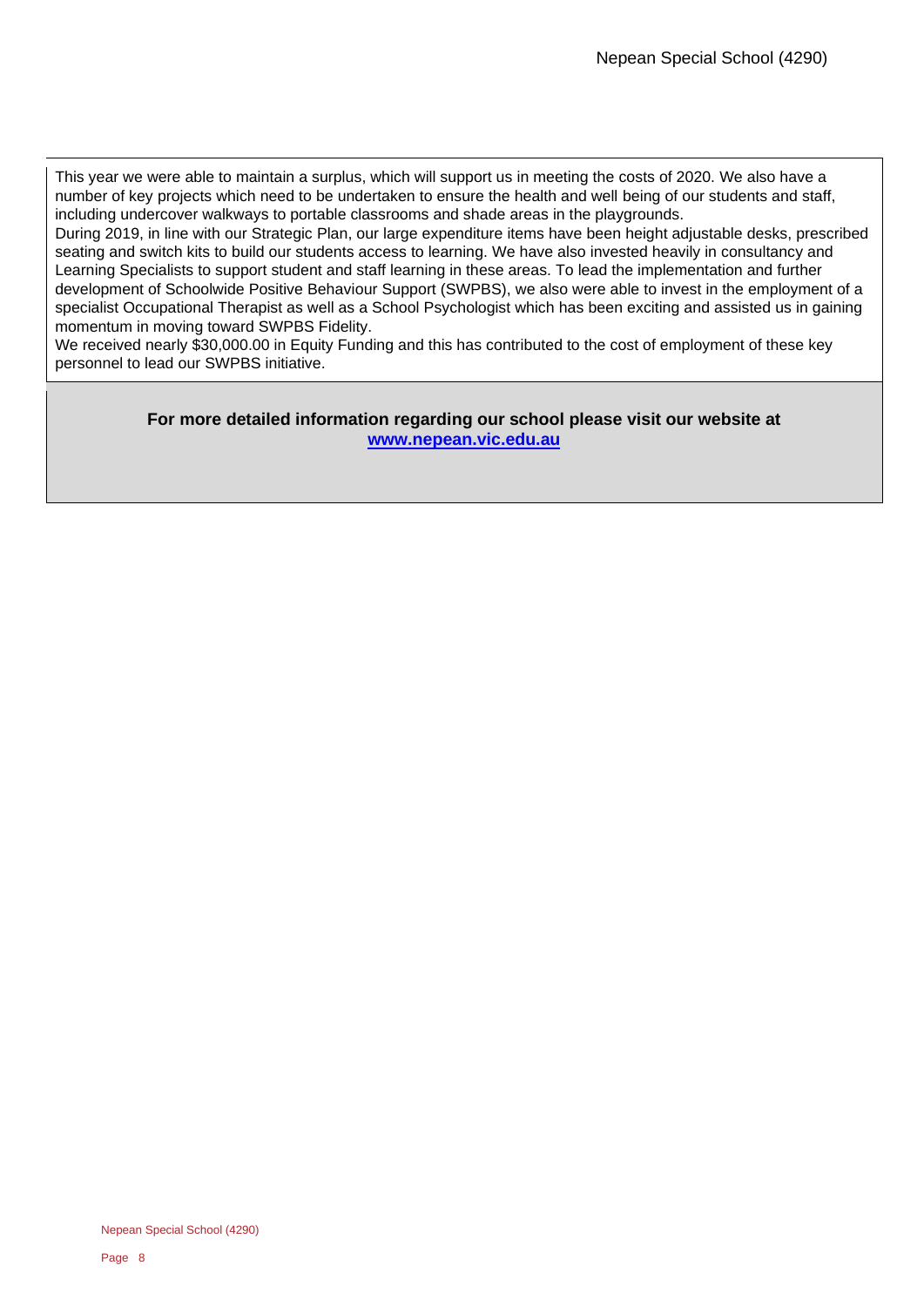This year we were able to maintain a surplus, which will support us in meeting the costs of 2020. We also have a number of key projects which need to be undertaken to ensure the health and well being of our students and staff, including undercover walkways to portable classrooms and shade areas in the playgrounds.

During 2019, in line with our Strategic Plan, our large expenditure items have been height adjustable desks, prescribed seating and switch kits to build our students access to learning. We have also invested heavily in consultancy and Learning Specialists to support student and staff learning in these areas. To lead the implementation and further development of Schoolwide Positive Behaviour Support (SWPBS), we also were able to invest in the employment of a specialist Occupational Therapist as well as a School Psychologist which has been exciting and assisted us in gaining momentum in moving toward SWPBS Fidelity.

We received nearly $30,000.00 in Equity Funding and this has contributed to the cost of employment of these key personnel to lead our SWPBS initiative.

**For more detailed information regarding our school please visit our website at [www.nepean.vic.edu.au](http://www.nepean.vic.edu.au)**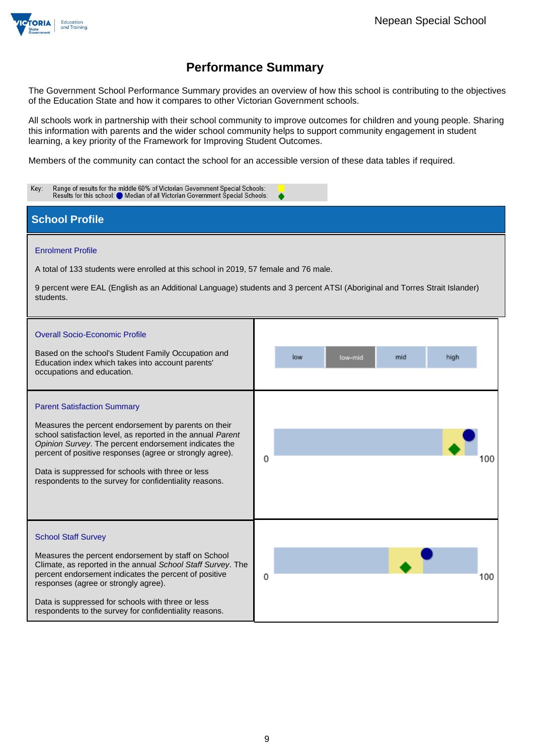# Performance Summary

The Government School Performance Summary provides an overview of how this school is contributing to the objectives of the Education State and how it compares to other Victorian Government schools.

All schools work in partnership with their school community to improve outcomes for children and young people. Sharing this information with parents and the wider school community helps to support community engagement in student learning, a key priority of the Framework for Improving Student Outcomes.

Members of the community can contact the school for an accessible version of these data tables if required.

Key: Range of results for the middle 60% of Victorian Government Special Schools:
Results for this school: ● Median of all Victorian Government Special Schools: ◆

## School Profile

### Enrolment Profile

A total of 133 students were enrolled at this school in 2019, 57 female and 76 male.

9 percent were EAL (English as an Additional Language) students and 3 percent ATSI (Aboriginal and Torres Strait Islander) students.

### Overall Socio-Economic Profile

Based on the school's Student Family Occupation and Education index which takes into account parents' occupations and education.

low | low-mid | mid | high

### Parent Satisfaction Summary

Measures the percent endorsement by parents on their school satisfaction level, as reported in the annual *Parent Opinion Survey*. The percent endorsement indicates the percent of positive responses (agree or strongly agree).

Data is suppressed for schools with three or less respondents to the survey for confidentiality reasons.

0 — 100

### School Staff Survey

Measures the percent endorsement by staff on School Climate, as reported in the annual *School Staff Survey*. The percent endorsement indicates the percent of positive responses (agree or strongly agree).

Data is suppressed for schools with three or less respondents to the survey for confidentiality reasons.

0 — 100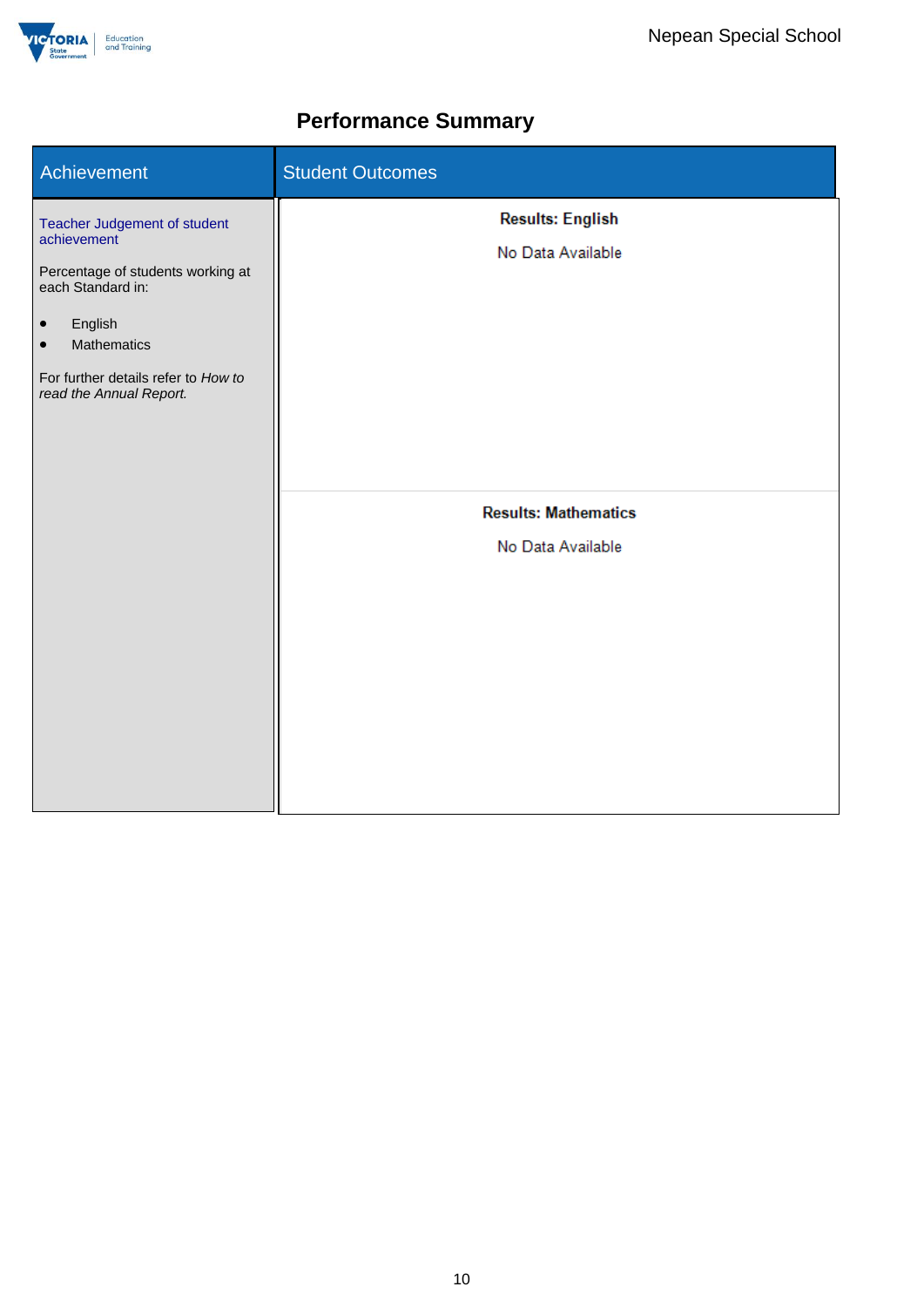# Performance Summary

| Achievement | Student Outcomes |
|---|---|
| Teacher Judgement of student achievement<br><br>Percentage of students working at each Standard in:<br><br>• English<br>• Mathematics<br><br>For further details refer to *How to read the Annual Report.* | **Results: English**<br><br>No Data Available<br><br>**Results: Mathematics**<br><br>No Data Available |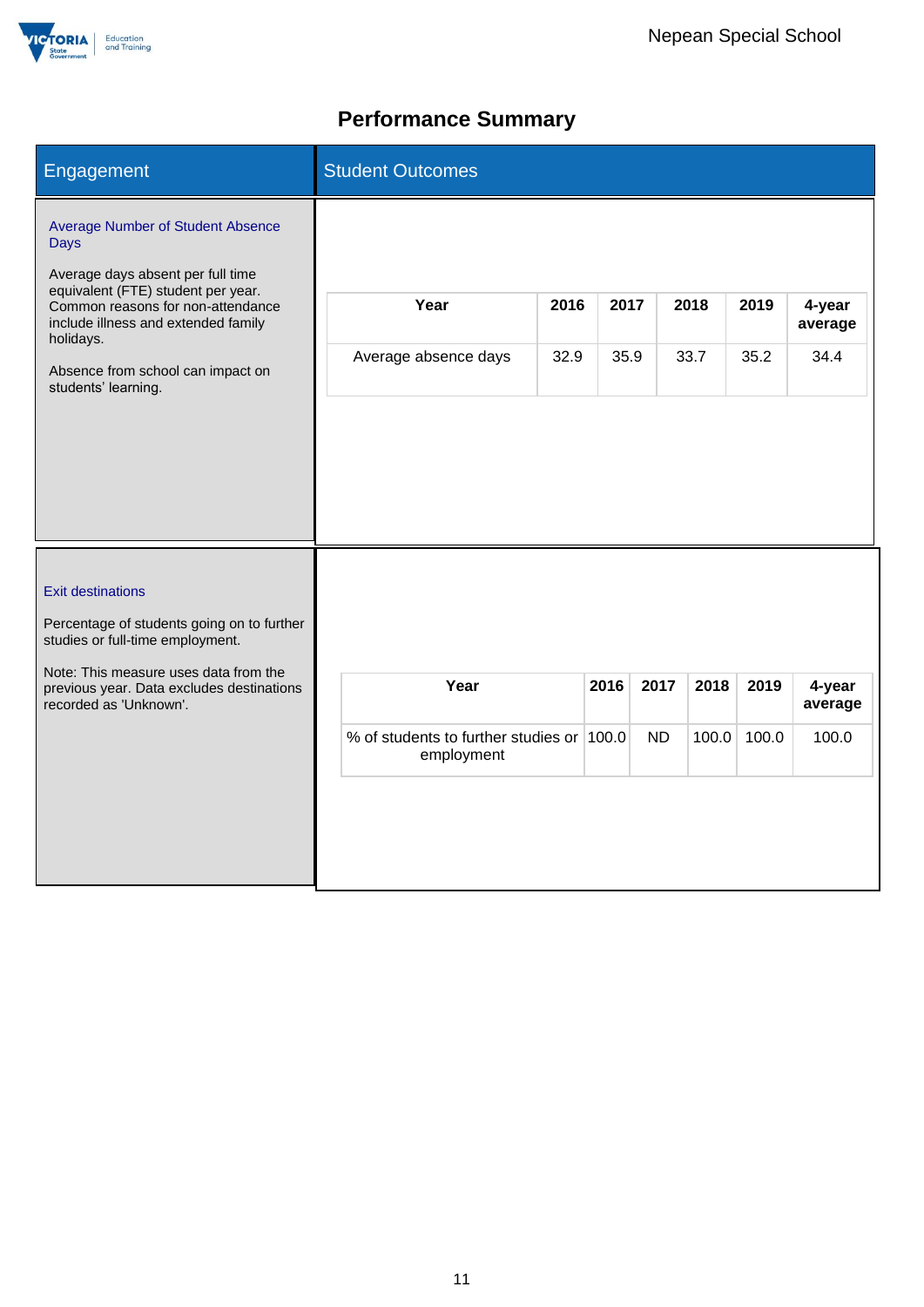# Performance Summary

## Engagement

## Student Outcomes

### Average Number of Student Absence Days

Average days absent per full time equivalent (FTE) student per year. Common reasons for non-attendance include illness and extended family holidays.

Absence from school can impact on students' learning.

| Year | 2016 | 2017 | 2018 | 2019 | 4-year average |
|---|---|---|---|---|---|
| Average absence days | 32.9 | 35.9 | 33.7 | 35.2 | 34.4 |

### Exit destinations

Percentage of students going on to further studies or full-time employment.

Note: This measure uses data from the previous year. Data excludes destinations recorded as 'Unknown'.

| Year | 2016 | 2017 | 2018 | 2019 | 4-year average |
|---|---|---|---|---|---|
| % of students to further studies or employment | 100.0 | ND | 100.0 | 100.0 | 100.0 |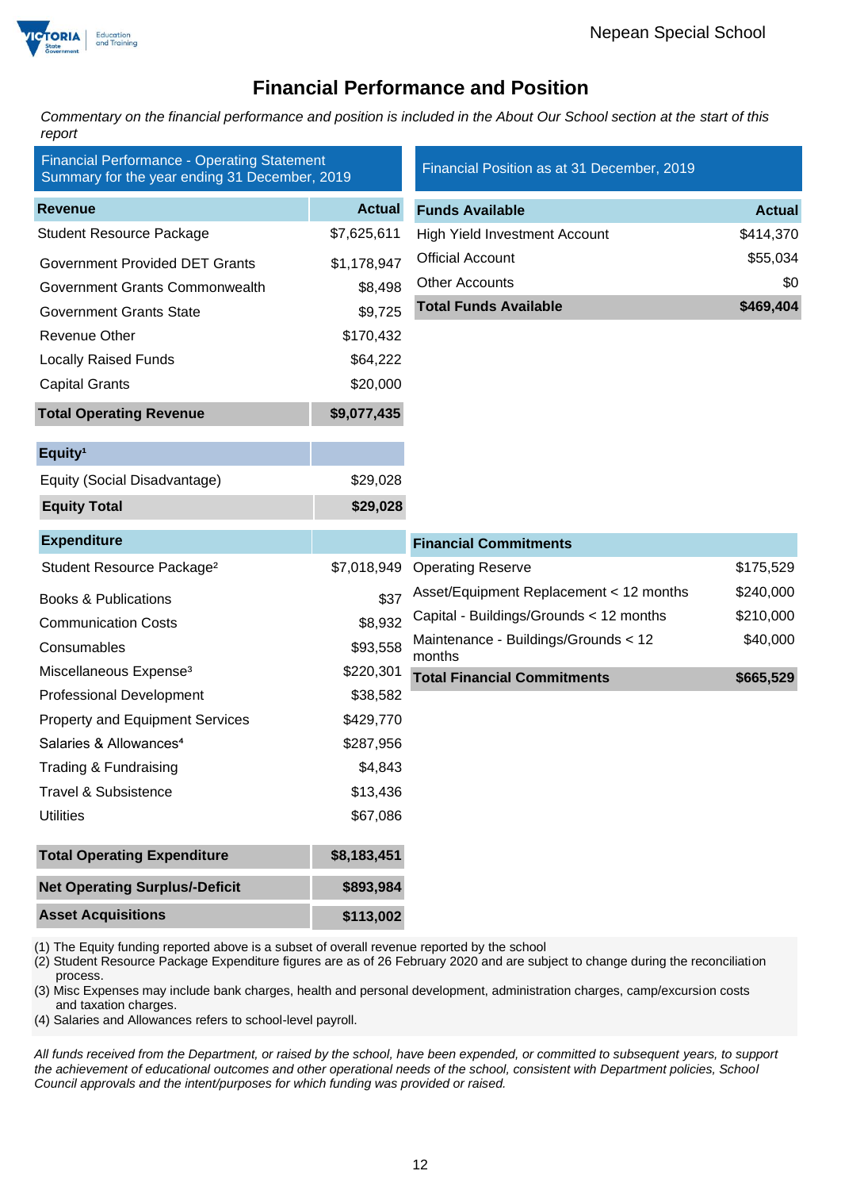# Financial Performance and Position

*Commentary on the financial performance and position is included in the About Our School section at the start of this report*

## Financial Performance - Operating Statement Summary for the year ending 31 December, 2019

| Revenue | Actual |
|---|---|
| Student Resource Package | $7,625,611 |
| Government Provided DET Grants | $1,178,947 |
| Government Grants Commonwealth | $8,498 |
| Government Grants State | $9,725 |
| Revenue Other | $170,432 |
| Locally Raised Funds | $64,222 |
| Capital Grants | $20,000 |
| **Total Operating Revenue** | **$9,077,435** |

| Equity[1] | |
|---|---|
| Equity (Social Disadvantage) | $29,028 |
| **Equity Total** | **$29,028** |

| Expenditure | |
|---|---|
| Student Resource Package[2] | $7,018,949 |
| Books & Publications | $37 |
| Communication Costs | $8,932 |
| Consumables | $93,558 |
| Miscellaneous Expense[3] | $220,301 |
| Professional Development | $38,582 |
| Property and Equipment Services | $429,770 |
| Salaries & Allowances[4] | $287,956 |
| Trading & Fundraising | $4,843 |
| Travel & Subsistence | $13,436 |
| Utilities | $67,086 |
| **Total Operating Expenditure** | **$8,183,451** |
| **Net Operating Surplus/-Deficit** | **$893,984** |
| **Asset Acquisitions** | **$113,002** |

## Financial Position as at 31 December, 2019

| Funds Available | Actual |
|---|---|
| High Yield Investment Account | $414,370 |
| Official Account | $55,034 |
| Other Accounts | $0 |
| **Total Funds Available** | **$469,404** |

| Financial Commitments | |
|---|---|
| Operating Reserve | $175,529 |
| Asset/Equipment Replacement < 12 months | $240,000 |
| Capital - Buildings/Grounds < 12 months | $210,000 |
| Maintenance - Buildings/Grounds < 12 months | $40,000 |
| **Total Financial Commitments** | **$665,529** |

(1) The Equity funding reported above is a subset of overall revenue reported by the school
(2) Student Resource Package Expenditure figures are as of 26 February 2020 and are subject to change during the reconciliation process.
(3) Misc Expenses may include bank charges, health and personal development, administration charges, camp/excursion costs and taxation charges.
(4) Salaries and Allowances refers to school-level payroll.

*All funds received from the Department, or raised by the school, have been expended, or committed to subsequent years, to support the achievement of educational outcomes and other operational needs of the school, consistent with Department policies, School Council approvals and the intent/purposes for which funding was provided or raised.*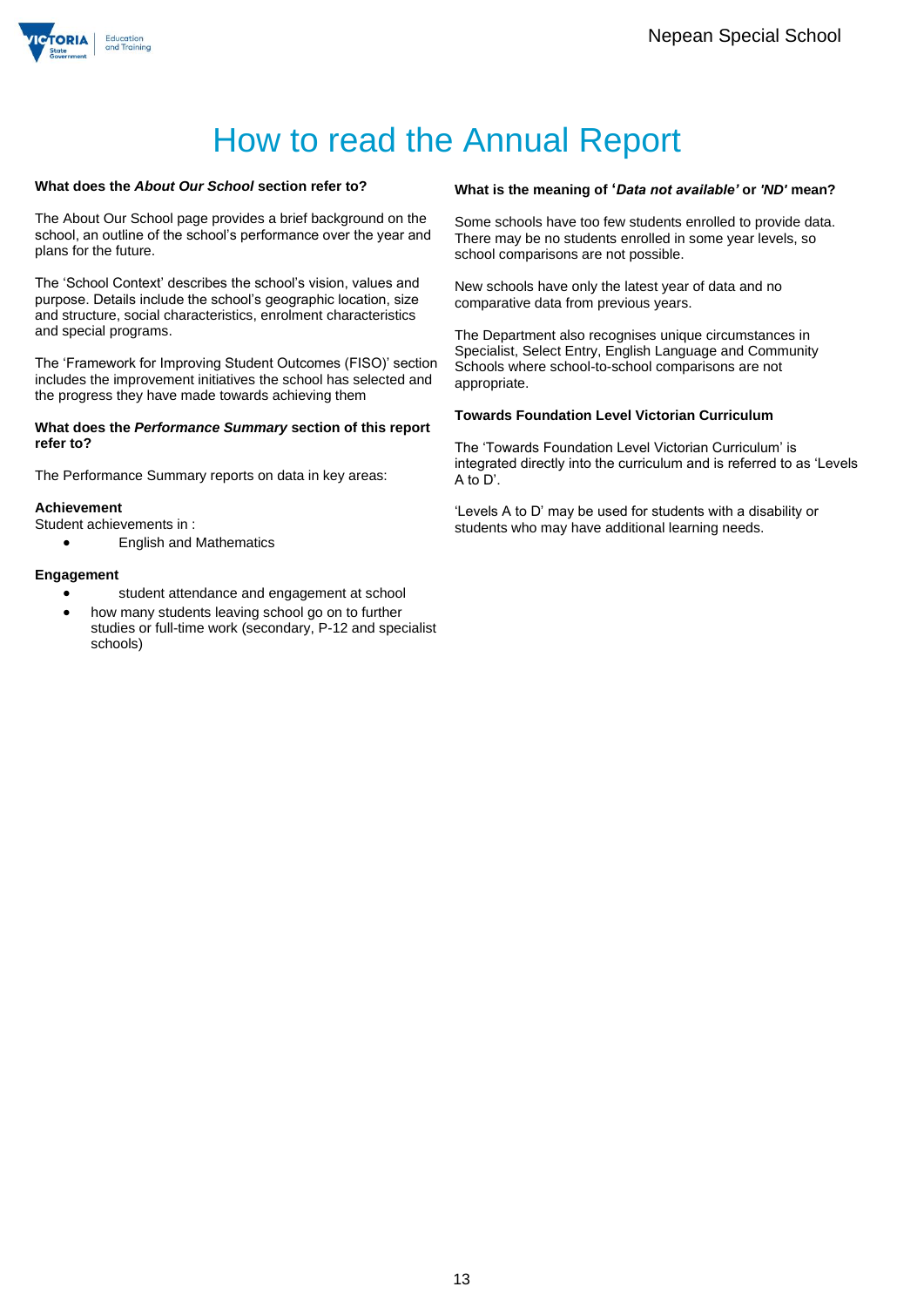# How to read the Annual Report

**What does the *About Our School* section refer to?**

The About Our School page provides a brief background on the school, an outline of the school's performance over the year and plans for the future.

The 'School Context' describes the school's vision, values and purpose. Details include the school's geographic location, size and structure, social characteristics, enrolment characteristics and special programs.

The 'Framework for Improving Student Outcomes (FISO)' section includes the improvement initiatives the school has selected and the progress they have made towards achieving them

**What does the *Performance Summary* section of this report refer to?**

The Performance Summary reports on data in key areas:

**Achievement**

Student achievements in :

- English and Mathematics

**Engagement**

- student attendance and engagement at school
- how many students leaving school go on to further studies or full-time work (secondary, P-12 and specialist schools)

**What is the meaning of '*Data not available'* or *'ND'* mean?**

Some schools have too few students enrolled to provide data. There may be no students enrolled in some year levels, so school comparisons are not possible.

New schools have only the latest year of data and no comparative data from previous years.

The Department also recognises unique circumstances in Specialist, Select Entry, English Language and Community Schools where school-to-school comparisons are not appropriate.

**Towards Foundation Level Victorian Curriculum**

The 'Towards Foundation Level Victorian Curriculum' is integrated directly into the curriculum and is referred to as 'Levels A to D'.

'Levels A to D' may be used for students with a disability or students who may have additional learning needs.